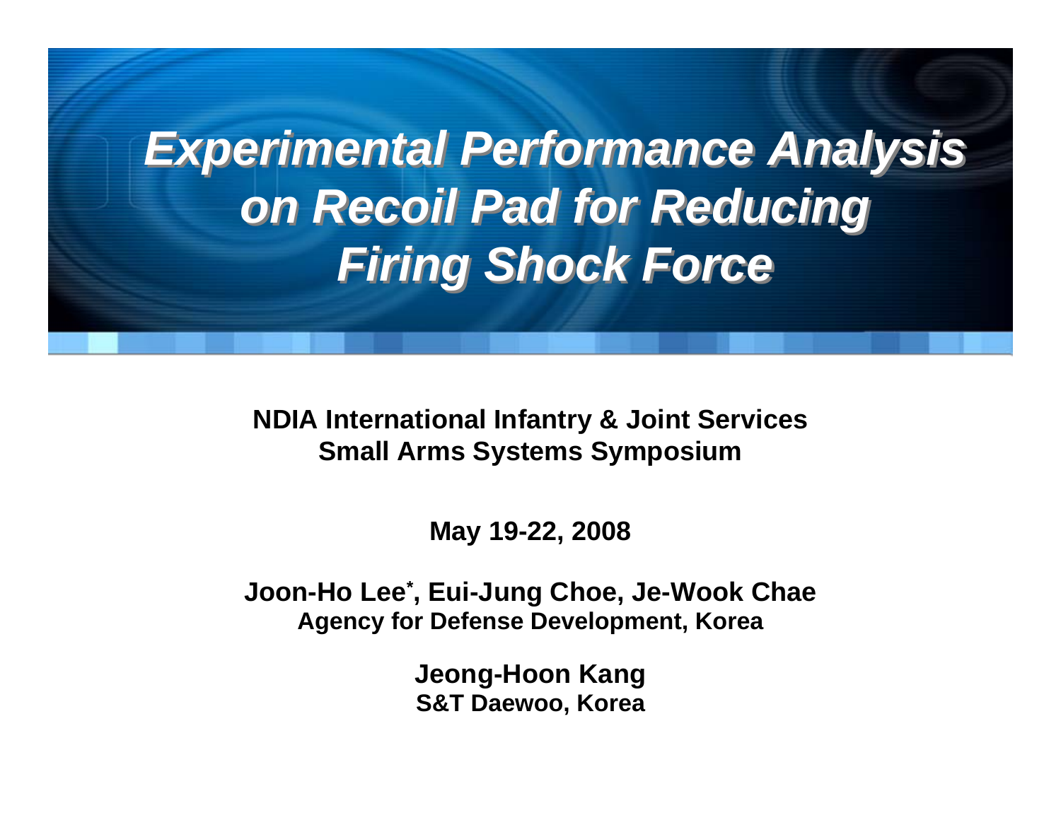# *Experimental Performance Analysis on Recoil Pad for Reducing Firing Shock Force*

**NDIA International Infantry & Joint Services Small Arms Systems Symposium**

**May 19-22, 2008**

**Joon-Ho Lee*, Eui-Jung Choe, Je-Wook Chae**
**Agency for Defense Development, Korea**

**Jeong-Hoon Kang**
**S&T Daewoo, Korea**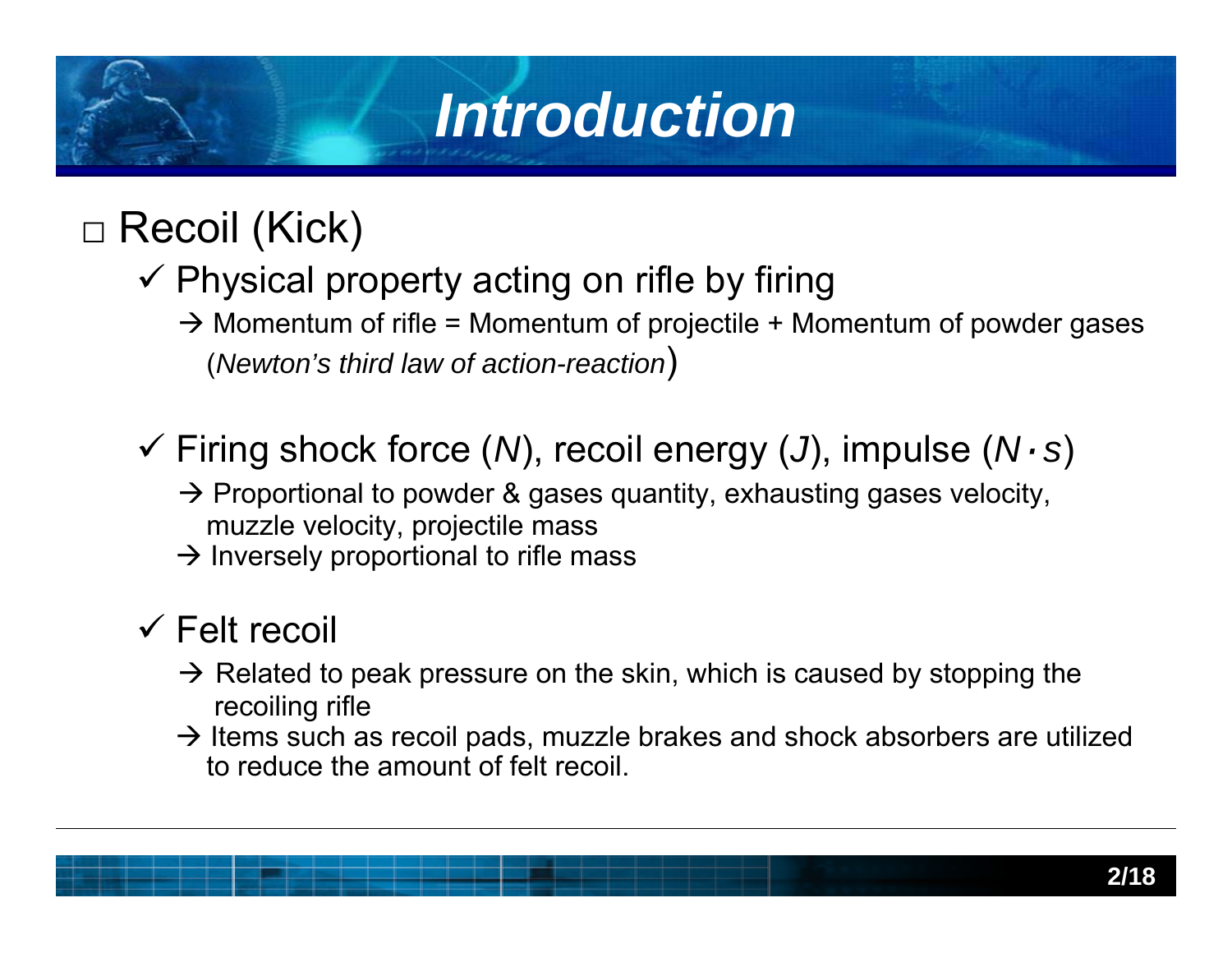# Introduction

□ Recoil (Kick)

- ✓ Physical property acting on rifle by firing
  - → Momentum of rifle = Momentum of projectile + Momentum of powder gases (*Newton's third law of action-reaction*)

- ✓ Firing shock force (*N*), recoil energy (*J*), impulse (*N·s*)
  - → Proportional to powder & gases quantity, exhausting gases velocity, muzzle velocity, projectile mass
  - → Inversely proportional to rifle mass

- ✓ Felt recoil
  - → Related to peak pressure on the skin, which is caused by stopping the recoiling rifle
  - → Items such as recoil pads, muzzle brakes and shock absorbers are utilized to reduce the amount of felt recoil.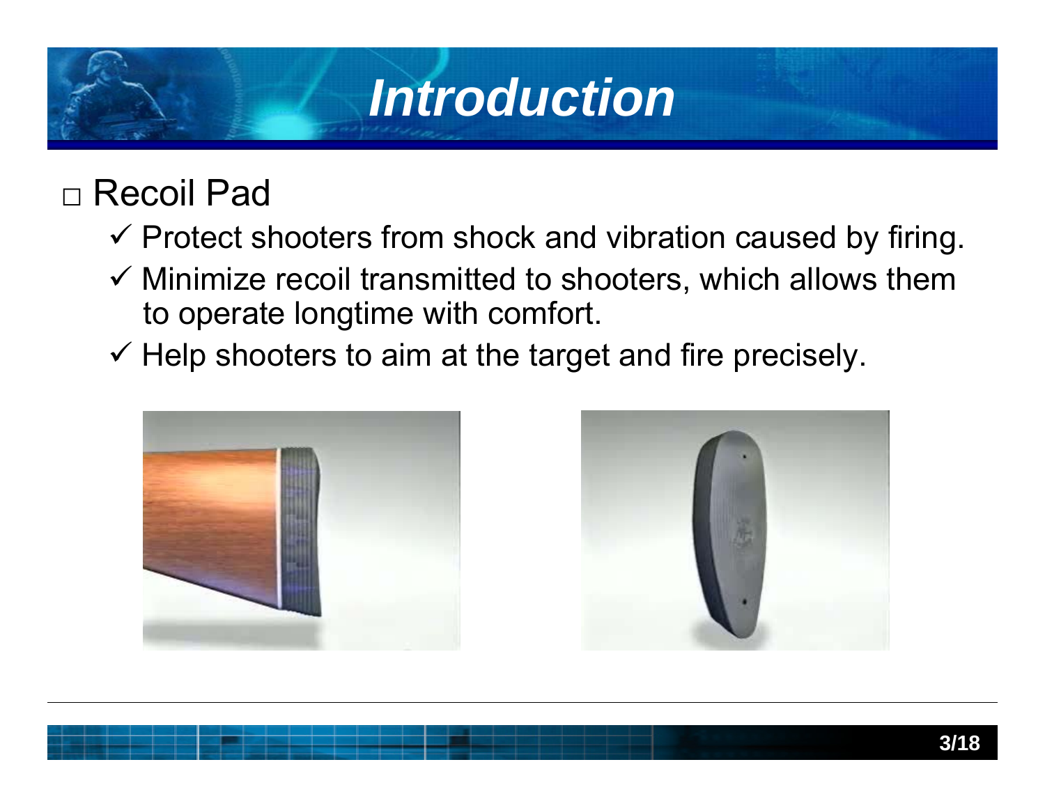# Introduction

- Recoil Pad
  - ✓ Protect shooters from shock and vibration caused by firing.
  - ✓ Minimize recoil transmitted to shooters, which allows them to operate longtime with comfort.
  - ✓ Help shooters to aim at the target and fire precisely.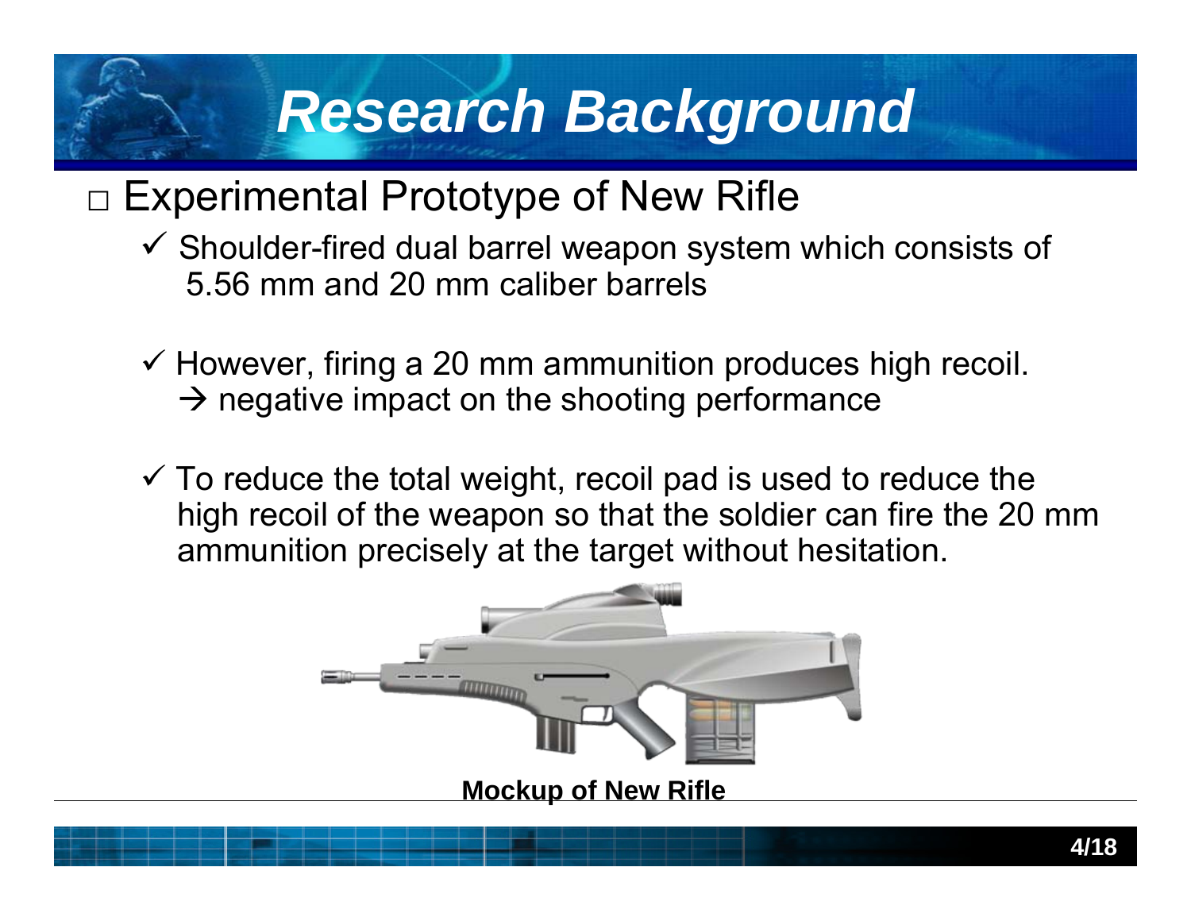# Research Background

## □ Experimental Prototype of New Rifle

- ✓ Shoulder-fired dual barrel weapon system which consists of 5.56 mm and 20 mm caliber barrels
- ✓ However, firing a 20 mm ammunition produces high recoil.
  → negative impact on the shooting performance
- ✓ To reduce the total weight, recoil pad is used to reduce the high recoil of the weapon so that the soldier can fire the 20 mm ammunition precisely at the target without hesitation.

**Mockup of New Rifle**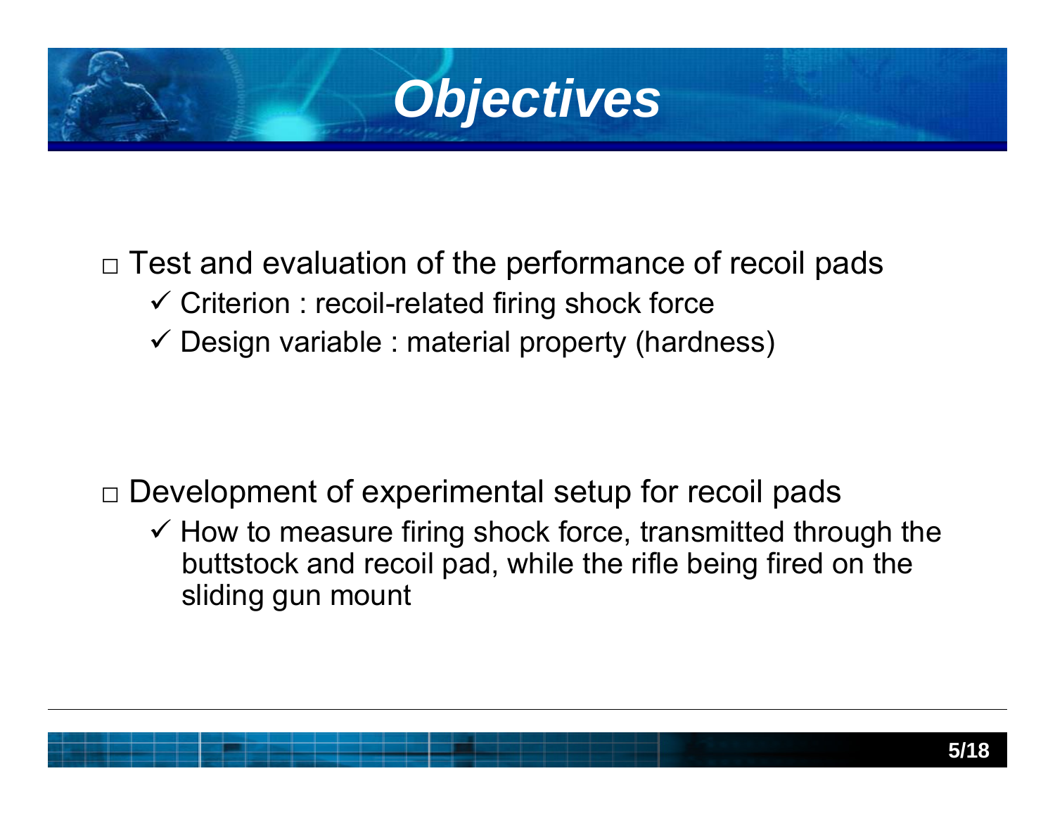# Objectives

- Test and evaluation of the performance of recoil pads
  - ✓ Criterion : recoil-related firing shock force
  - ✓ Design variable : material property (hardness)

- Development of experimental setup for recoil pads
  - ✓ How to measure firing shock force, transmitted through the buttstock and recoil pad, while the rifle being fired on the sliding gun mount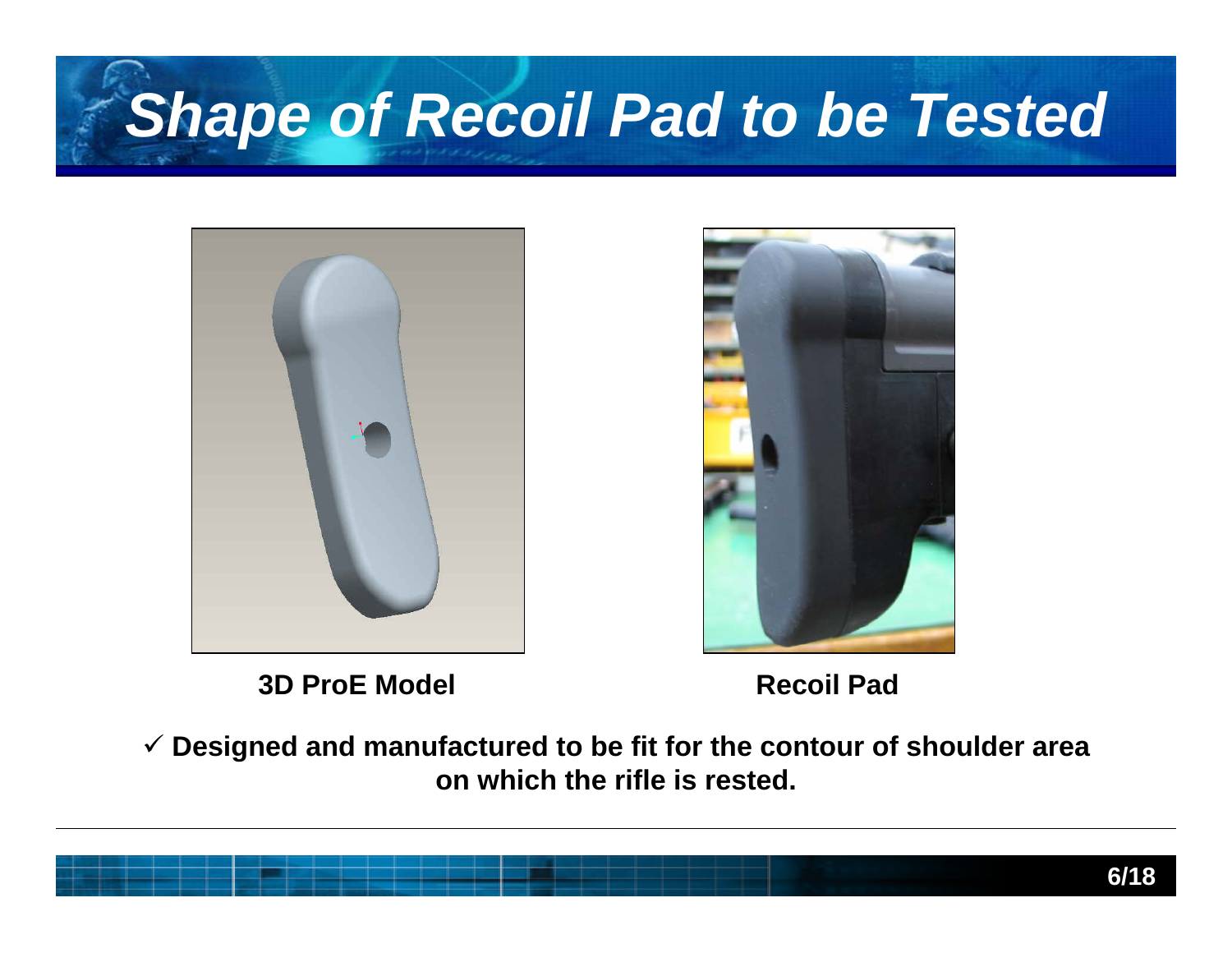# Shape of Recoil Pad to be Tested

**3D ProE Model**

**Recoil Pad**

✓ **Designed and manufactured to be fit for the contour of shoulder area on which the rifle is rested.**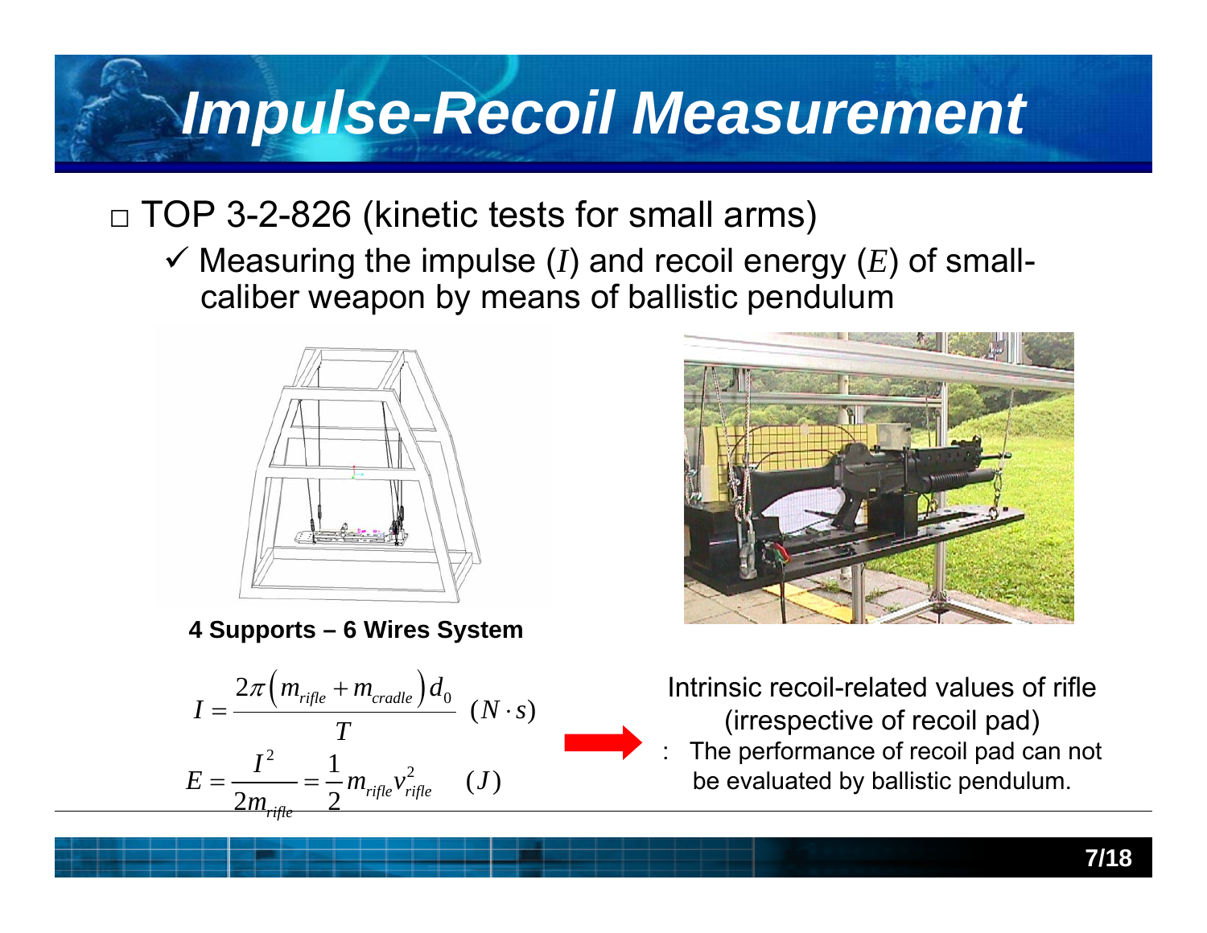# Impulse-Recoil Measurement

- TOP 3-2-826 (kinetic tests for small arms)
  - ✓ Measuring the impulse ($I$) and recoil energy ($E$) of small-caliber weapon by means of ballistic pendulum

**4 Supports – 6 Wires System**

$$I = \frac{2\pi \left( m_{rifle} + m_{cradle} \right) d_0}{T} \quad (N \cdot s)$$

$$E = \frac{I^2}{2m_{rifle}} = \frac{1}{2} m_{rifle} v_{rifle}^2 \quad (J)$$

Intrinsic recoil-related values of rifle (irrespective of recoil pad)

: The performance of recoil pad can not be evaluated by ballistic pendulum.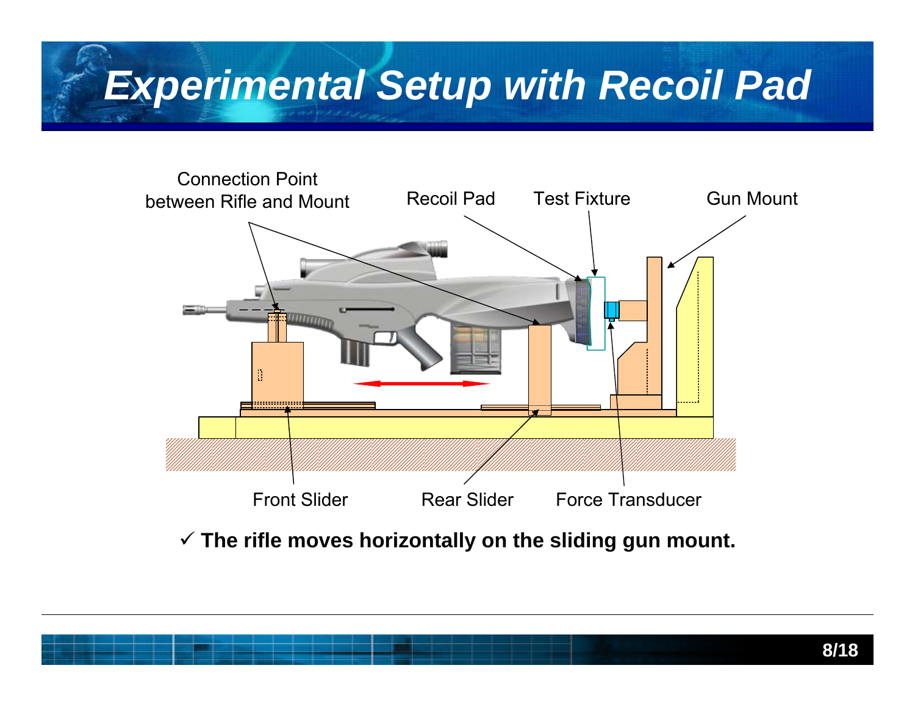# Experimental Setup with Recoil Pad

Connection Point between Rifle and Mount

Recoil Pad

Test Fixture

Gun Mount

Front Slider

Rear Slider

Force Transducer

✓ **The rifle moves horizontally on the sliding gun mount.**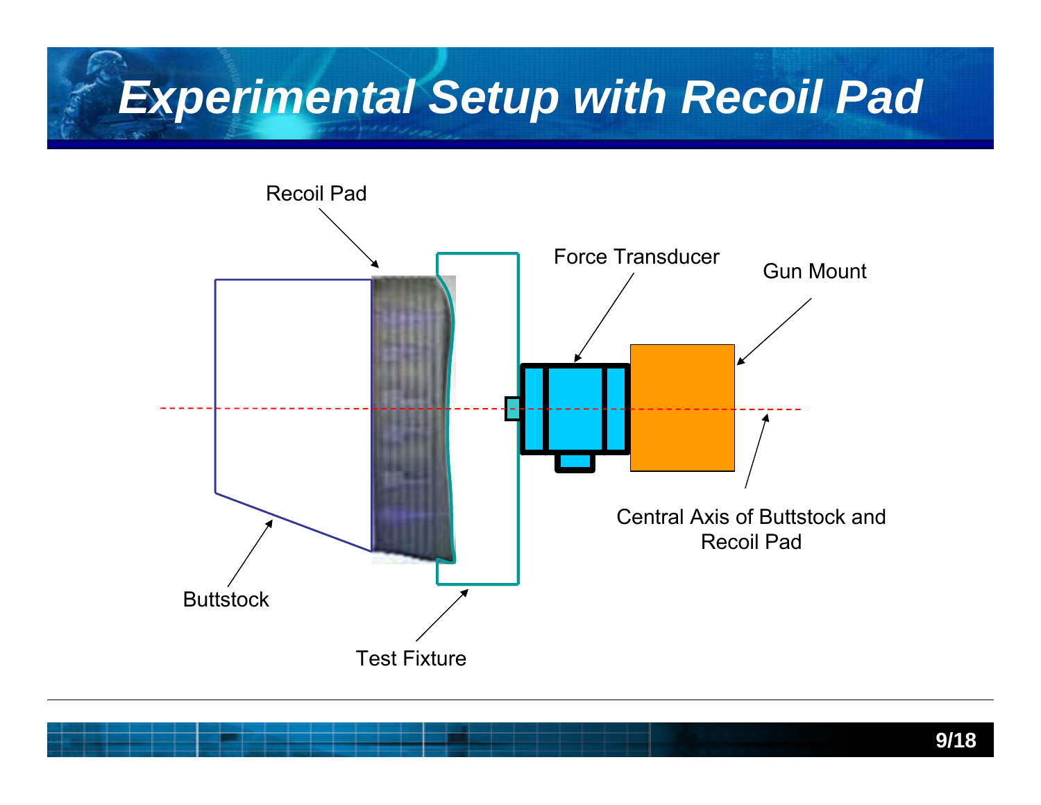# Experimental Setup with Recoil Pad

Recoil Pad

Force Transducer

Gun Mount

Central Axis of Buttstock and Recoil Pad

Buttstock

Test Fixture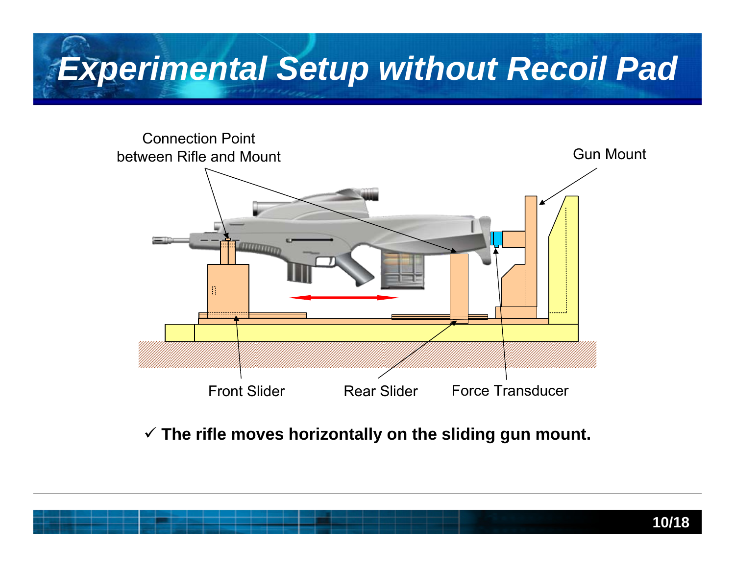# Experimental Setup without Recoil Pad

Connection Point between Rifle and Mount

Gun Mount

Front Slider

Rear Slider

Force Transducer

✓ **The rifle moves horizontally on the sliding gun mount.**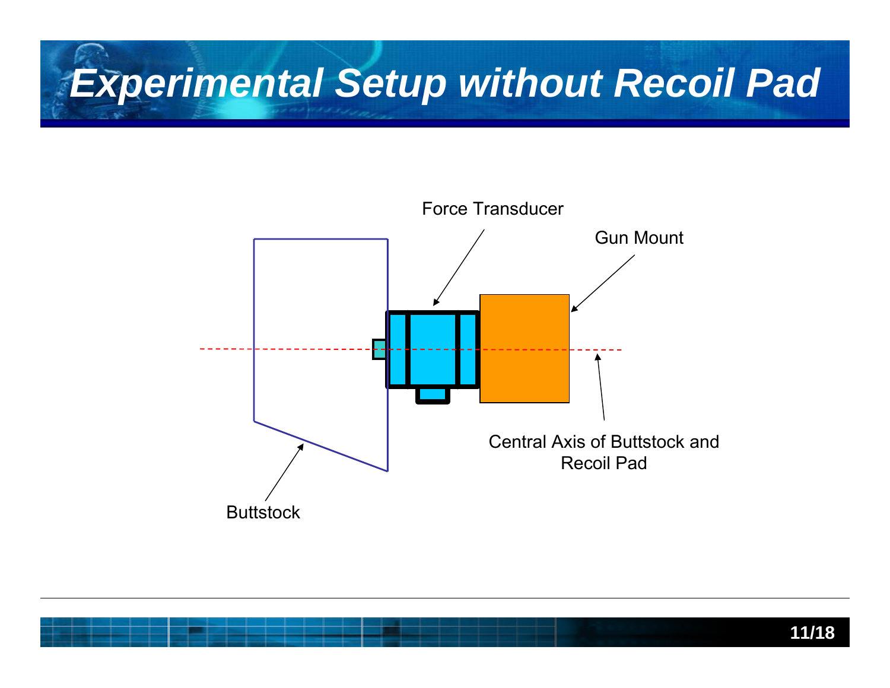# Experimental Setup without Recoil Pad

Force Transducer

Gun Mount

Central Axis of Buttstock and Recoil Pad

Buttstock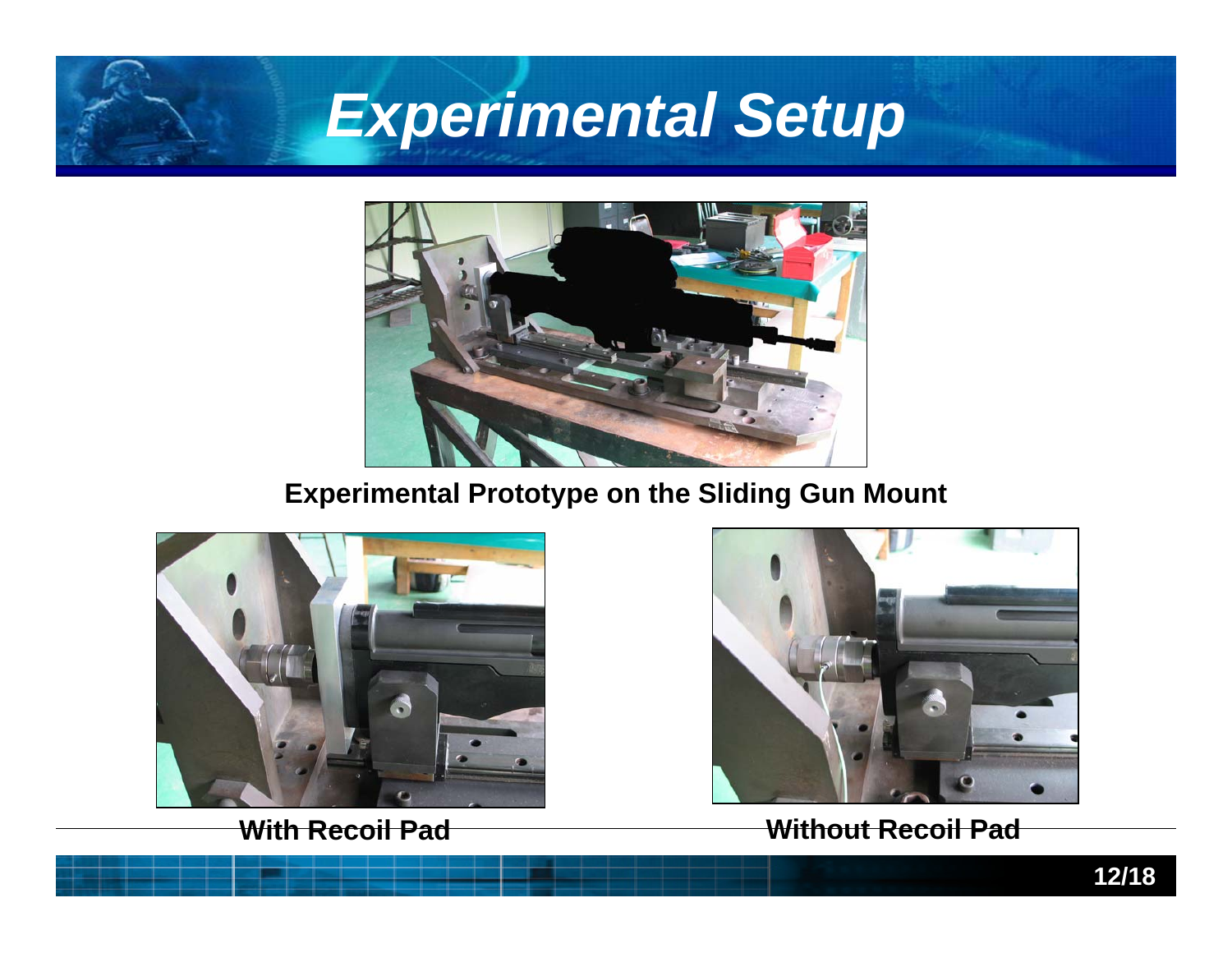# Experimental Setup

Experimental Prototype on the Sliding Gun Mount

With Recoil Pad

Without Recoil Pad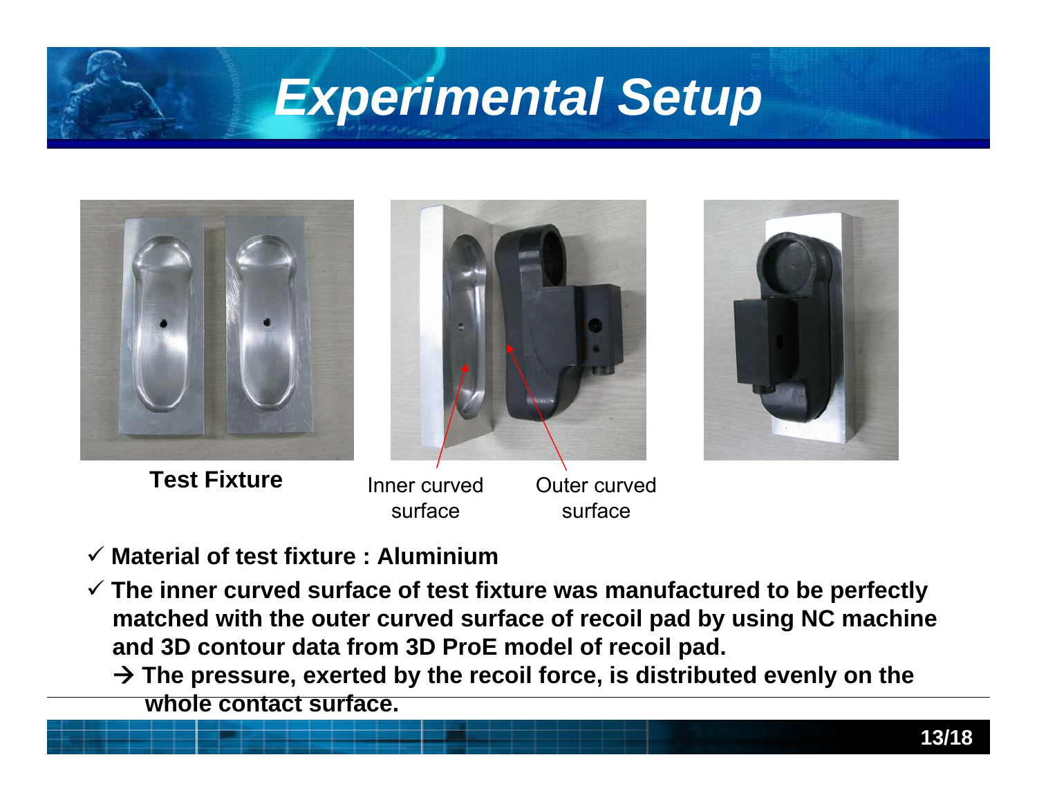# Experimental Setup

**Test Fixture**

Inner curved surface

Outer curved surface

- ✓ **Material of test fixture : Aluminium**
- ✓ **The inner curved surface of test fixture was manufactured to be perfectly matched with the outer curved surface of recoil pad by using NC machine and 3D contour data from 3D ProE model of recoil pad.**

  **→ The pressure, exerted by the recoil force, is distributed evenly on the whole contact surface.**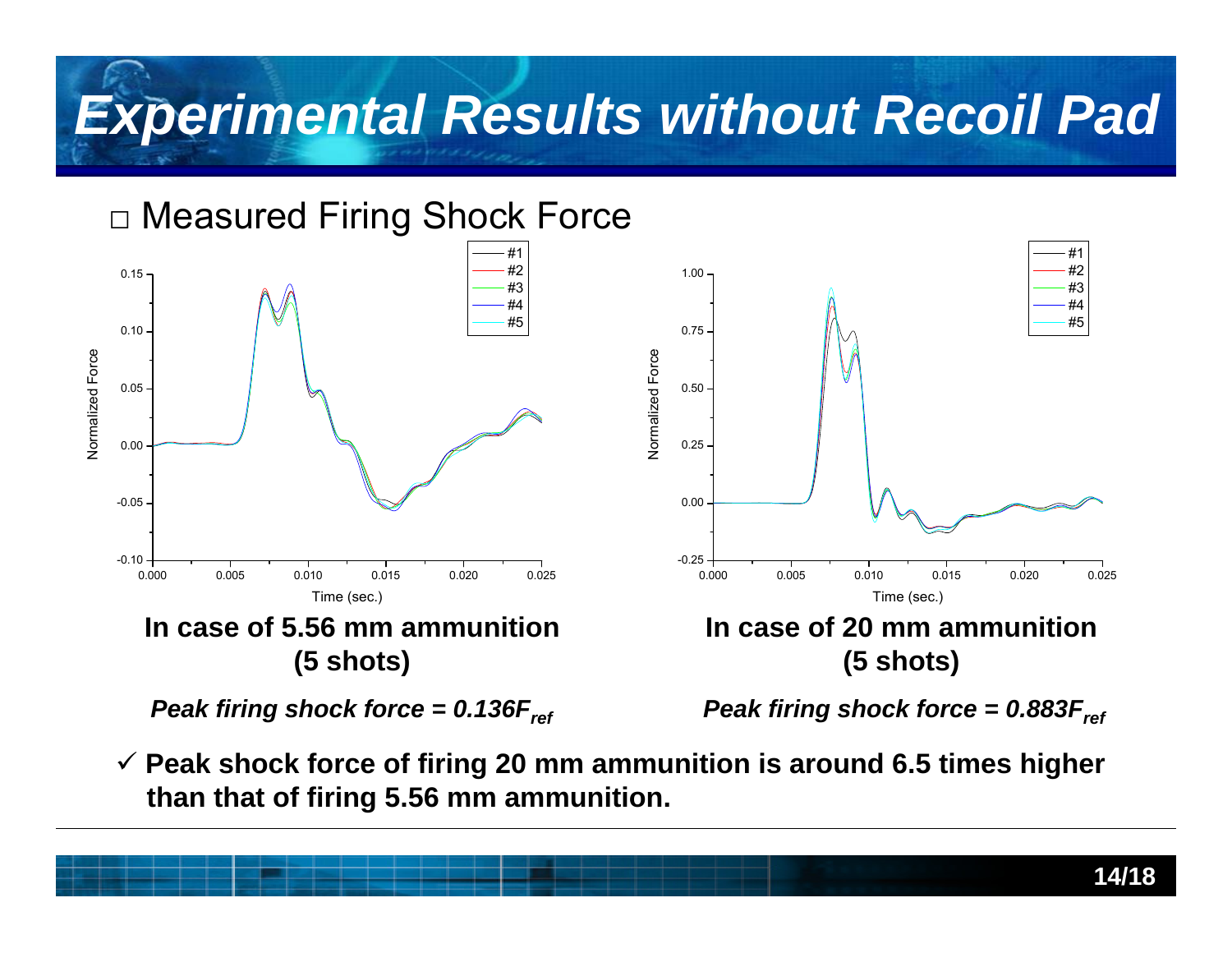# Experimental Results without Recoil Pad

□ Measured Firing Shock Force

**In case of 5.56 mm ammunition (5 shots)**

***Peak firing shock force = $0.136F_{ref}$***

**In case of 20 mm ammunition (5 shots)**

***Peak firing shock force = $0.883F_{ref}$***

✓ **Peak shock force of firing 20 mm ammunition is around 6.5 times higher than that of firing 5.56 mm ammunition.**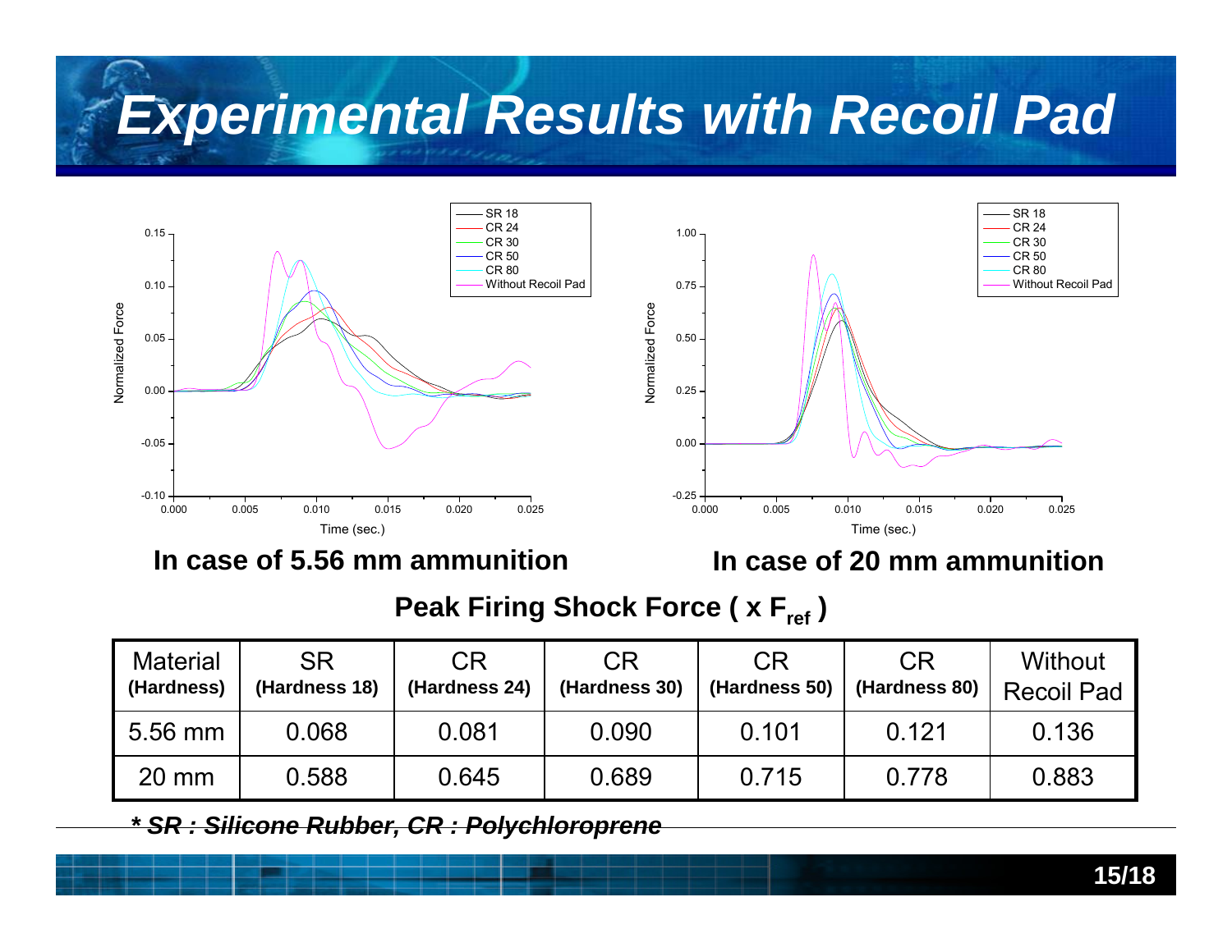# Experimental Results with Recoil Pad

In case of 5.56 mm ammunition

In case of 20 mm ammunition

**Peak Firing Shock Force ( x $F_{ref}$ )**

| Material (Hardness) | SR (Hardness 18) | CR (Hardness 24) | CR (Hardness 30) | CR (Hardness 50) | CR (Hardness 80) | Without Recoil Pad |
|---|---|---|---|---|---|---|
| 5.56 mm | 0.068 | 0.081 | 0.090 | 0.101 | 0.121 | 0.136 |
| 20 mm | 0.588 | 0.645 | 0.689 | 0.715 | 0.778 | 0.883 |

***\* SR : Silicone Rubber, CR : Polychloroprene***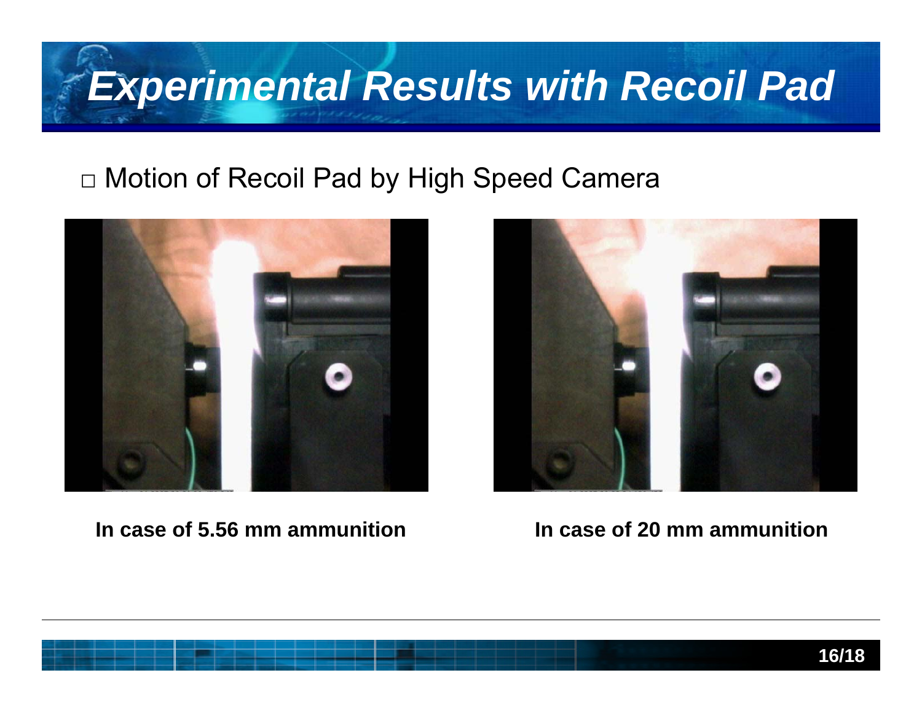# Experimental Results with Recoil Pad

□ Motion of Recoil Pad by High Speed Camera

**In case of 5.56 mm ammunition**

**In case of 20 mm ammunition**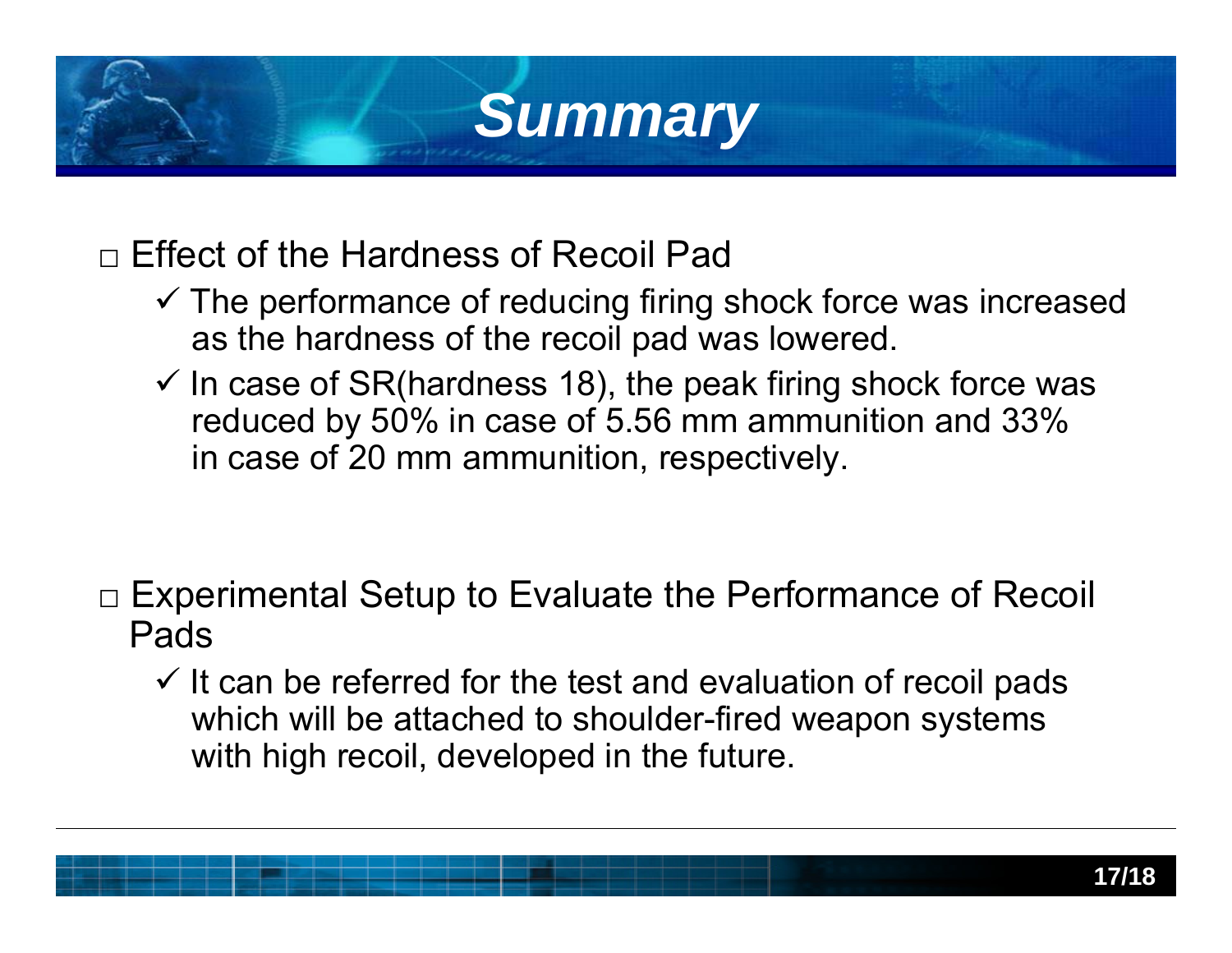# Summary

□ Effect of the Hardness of Recoil Pad

- ✓ The performance of reducing firing shock force was increased as the hardness of the recoil pad was lowered.
- ✓ In case of SR(hardness 18), the peak firing shock force was reduced by 50% in case of 5.56 mm ammunition and 33% in case of 20 mm ammunition, respectively.

□ Experimental Setup to Evaluate the Performance of Recoil Pads

- ✓ It can be referred for the test and evaluation of recoil pads which will be attached to shoulder-fired weapon systems with high recoil, developed in the future.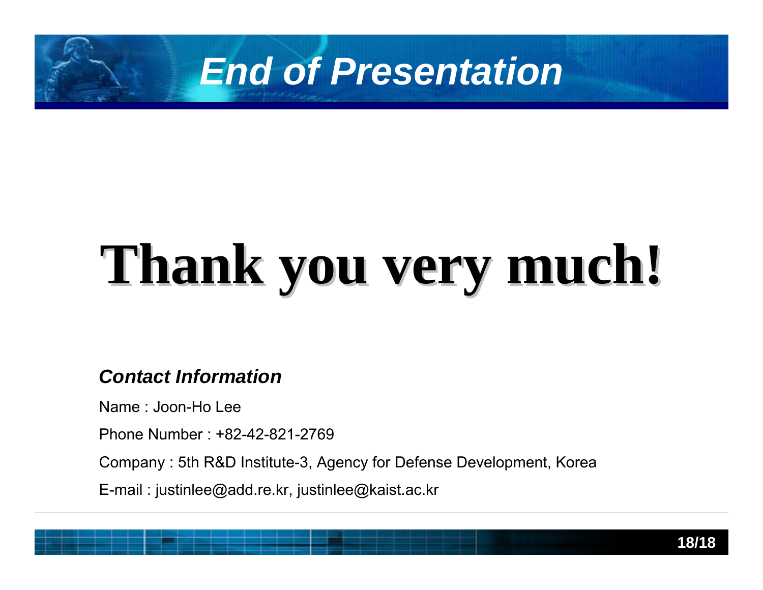# End of Presentation

# Thank you very much!

***Contact Information***

Name : Joon-Ho Lee

Phone Number : +82-42-821-2769

Company : 5th R&D Institute-3, Agency for Defense Development, Korea

E-mail : justinlee@add.re.kr, justinlee@kaist.ac.kr